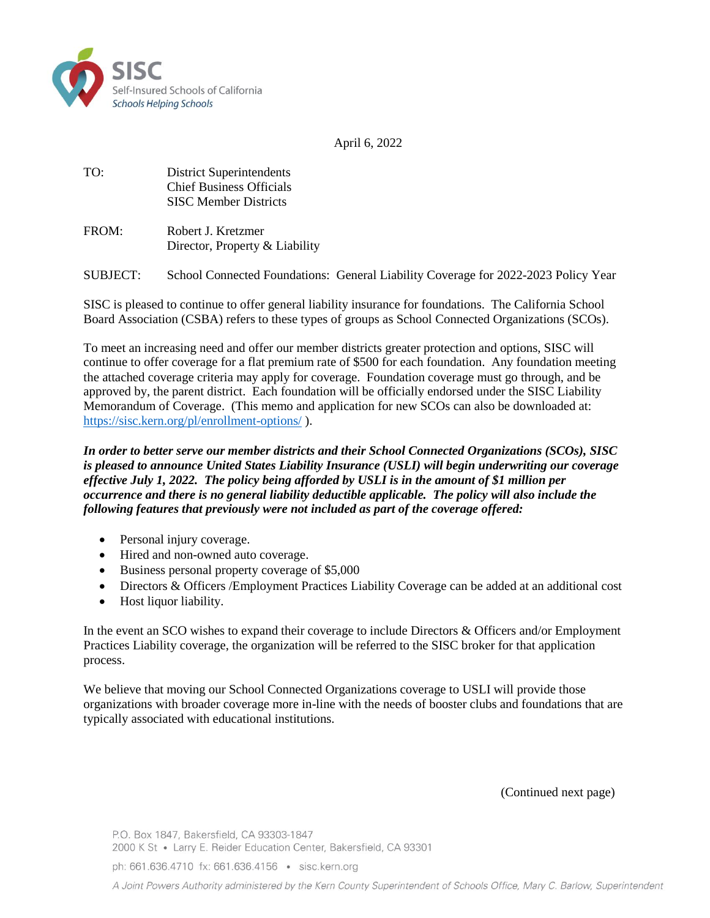**SISC**
Self-Insured Schools of California
*Schools Helping Schools*

April 6, 2022

TO: District Superintendents
Chief Business Officials
SISC Member Districts

FROM: Robert J. Kretzmer
Director, Property & Liability

SUBJECT: School Connected Foundations: General Liability Coverage for 2022-2023 Policy Year

SISC is pleased to continue to offer general liability insurance for foundations. The California School Board Association (CSBA) refers to these types of groups as School Connected Organizations (SCOs).

To meet an increasing need and offer our member districts greater protection and options, SISC will continue to offer coverage for a flat premium rate of $500 for each foundation. Any foundation meeting the attached coverage criteria may apply for coverage. Foundation coverage must go through, and be approved by, the parent district. Each foundation will be officially endorsed under the SISC Liability Memorandum of Coverage. (This memo and application for new SCOs can also be downloaded at: https://sisc.kern.org/pl/enrollment-options/ ).

***In order to better serve our member districts and their School Connected Organizations (SCOs), SISC is pleased to announce United States Liability Insurance (USLI) will begin underwriting our coverage effective July 1, 2022. The policy being afforded by USLI is in the amount of $1 million per occurrence and there is no general liability deductible applicable. The policy will also include the following features that previously were not included as part of the coverage offered:***

- Personal injury coverage.
- Hired and non-owned auto coverage.
- Business personal property coverage of $5,000
- Directors & Officers /Employment Practices Liability Coverage can be added at an additional cost
- Host liquor liability.

In the event an SCO wishes to expand their coverage to include Directors & Officers and/or Employment Practices Liability coverage, the organization will be referred to the SISC broker for that application process.

We believe that moving our School Connected Organizations coverage to USLI will provide those organizations with broader coverage more in-line with the needs of booster clubs and foundations that are typically associated with educational institutions.

(Continued next page)

P.O. Box 1847, Bakersfield, CA 93303-1847
2000 K St • Larry E. Reider Education Center, Bakersfield, CA 93301
ph: 661.636.4710 fx: 661.636.4156 • sisc.kern.org
*A Joint Powers Authority administered by the Kern County Superintendent of Schools Office, Mary C. Barlow, Superintendent*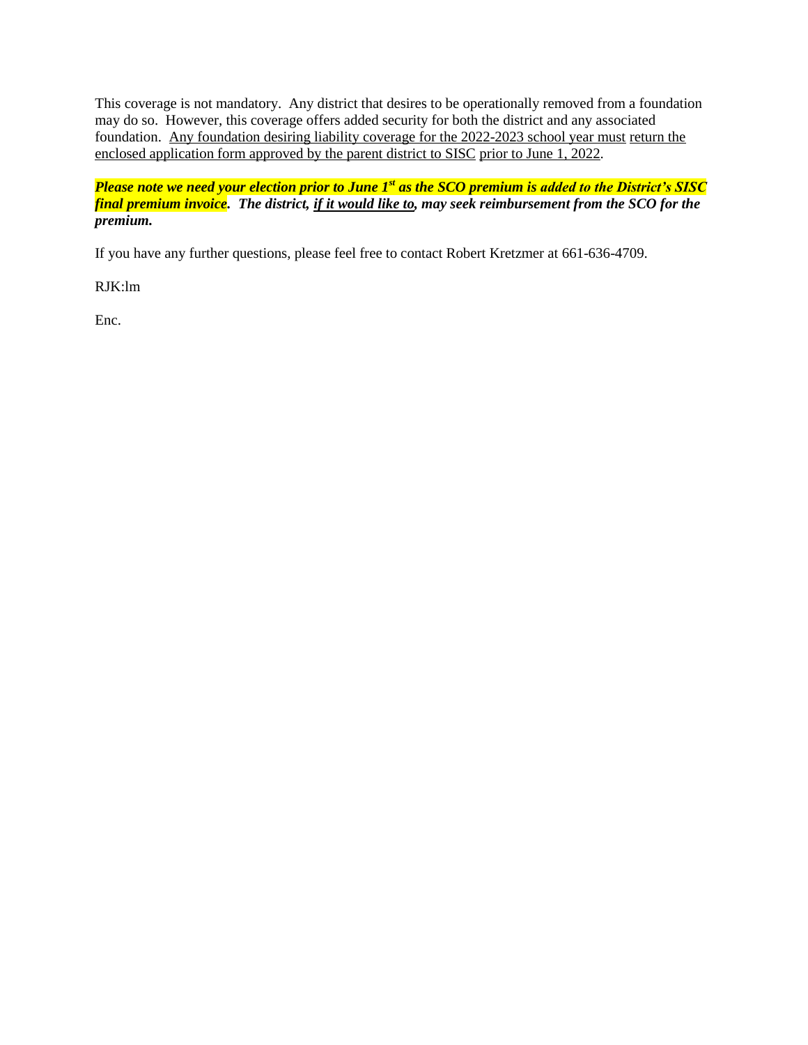This coverage is not mandatory. Any district that desires to be operationally removed from a foundation may do so. However, this coverage offers added security for both the district and any associated foundation. Any foundation desiring liability coverage for the 2022-2023 school year must return the enclosed application form approved by the parent district to SISC prior to June 1, 2022.

***Please note we need your election prior to June 1st as the SCO premium is added to the District's SISC final premium invoice. The district, if it would like to, may seek reimbursement from the SCO for the premium.***

If you have any further questions, please feel free to contact Robert Kretzmer at 661-636-4709.

RJK:lm

Enc.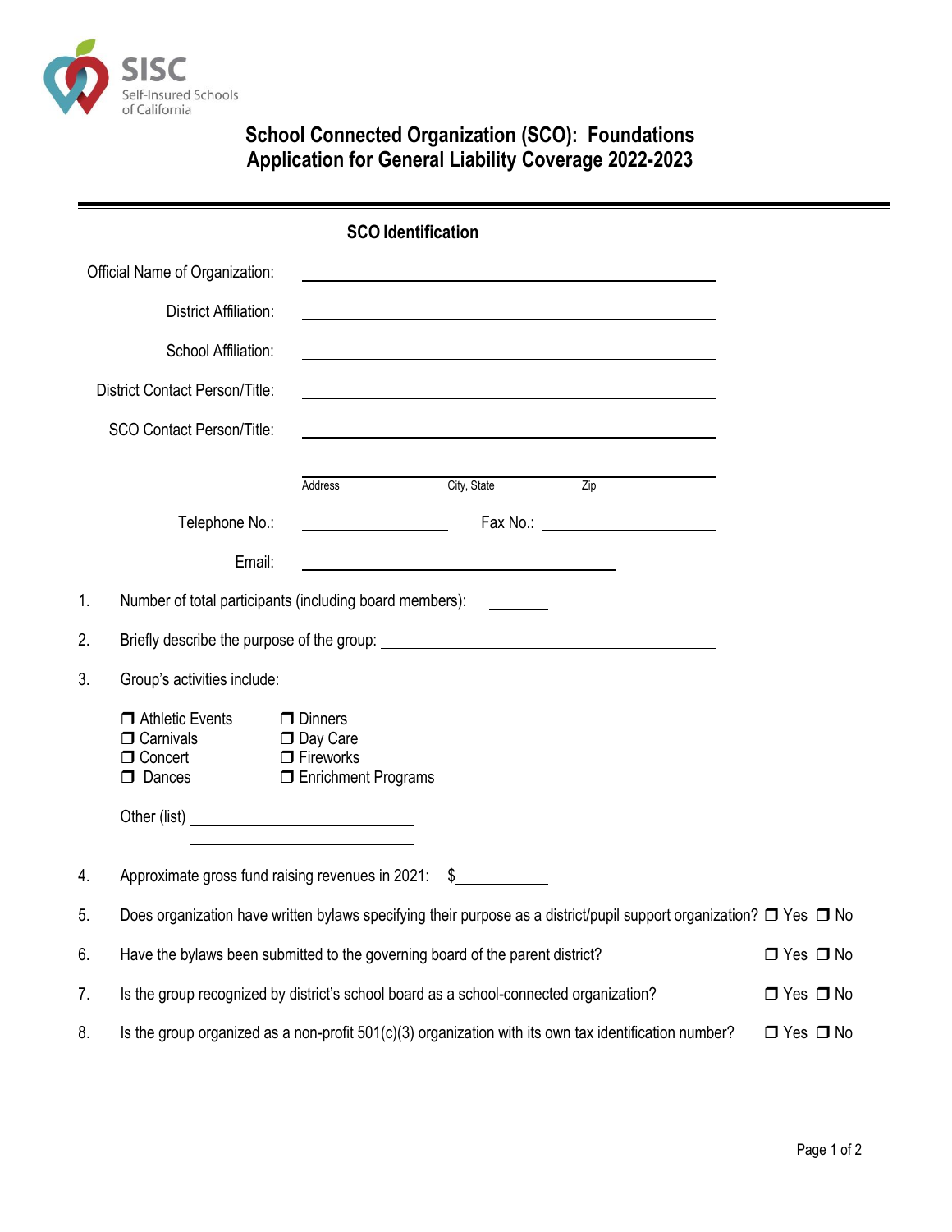SISC
Self-Insured Schools of California

# School Connected Organization (SCO): Foundations
# Application for General Liability Coverage 2022-2023

## SCO Identification

Official Name of Organization: ______________________________

District Affiliation: ______________________________

School Affiliation: ______________________________

District Contact Person/Title: ______________________________

SCO Contact Person/Title: ______________________________

______________________________
Address City, State Zip

Telephone No.: ______________ Fax No.: ______________

Email: ______________________________

1. Number of total participants (including board members): ________

2. Briefly describe the purpose of the group: ______________________________

3. Group's activities include:

   ❒ Athletic Events
   ❒ Carnivals
   ❒ Concert
   ❒ Dances
   ❒ Dinners
   ❒ Day Care
   ❒ Fireworks
   ❒ Enrichment Programs

   Other (list) ______________________________
   ______________________________

4. Approximate gross fund raising revenues in 2021: $____________

5. Does organization have written bylaws specifying their purpose as a district/pupil support organization? ❒ Yes ❒ No

6. Have the bylaws been submitted to the governing board of the parent district? ❒ Yes ❒ No

7. Is the group recognized by district's school board as a school-connected organization? ❒ Yes ❒ No

8. Is the group organized as a non-profit 501(c)(3) organization with its own tax identification number? ❒ Yes ❒ No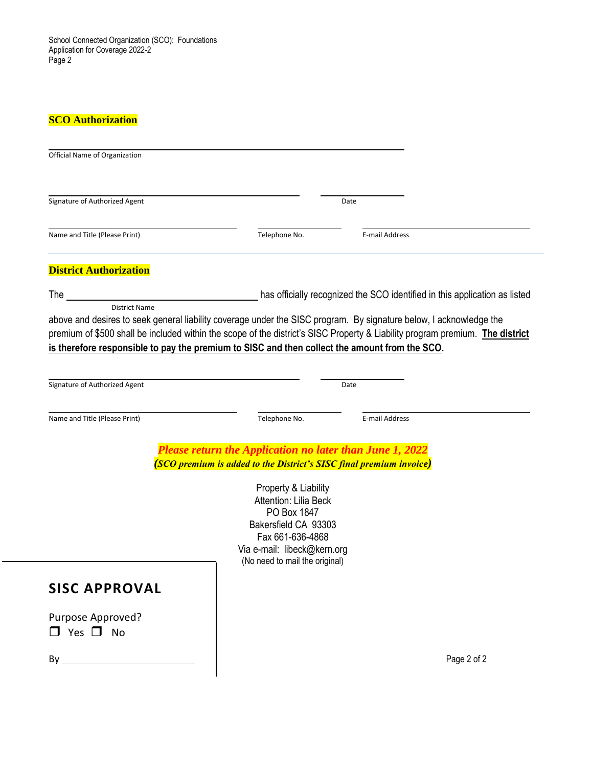## SCO Authorization

______________________________________________
Official Name of Organization

______________________________________________ ______________
Signature of Authorized Agent Date

______________________________ ______________ ______________________
Name and Title (Please Print) Telephone No. E-mail Address

---

## District Authorization

The ______________________________ has officially recognized the SCO identified in this application as listed
District Name
above and desires to seek general liability coverage under the SISC program. By signature below, I acknowledge the premium of $500 shall be included within the scope of the district's SISC Property & Liability program premium. **The district is therefore responsible to pay the premium to SISC and then collect the amount from the SCO.**

______________________________________________ ______________
Signature of Authorized Agent Date

______________________________ ______________ ______________________
Name and Title (Please Print) Telephone No. E-mail Address

***Please return the Application no later than June 1, 2022***
***(SCO premium is added to the District's SISC final premium invoice)***

Property & Liability
Attention: Lilia Beck
PO Box 1847
Bakersfield CA 93303
Fax 661-636-4868
Via e-mail: libeck@kern.org
(No need to mail the original)

## SISC APPROVAL

Purpose Approved?
❒ Yes ❒ No

By ______________________